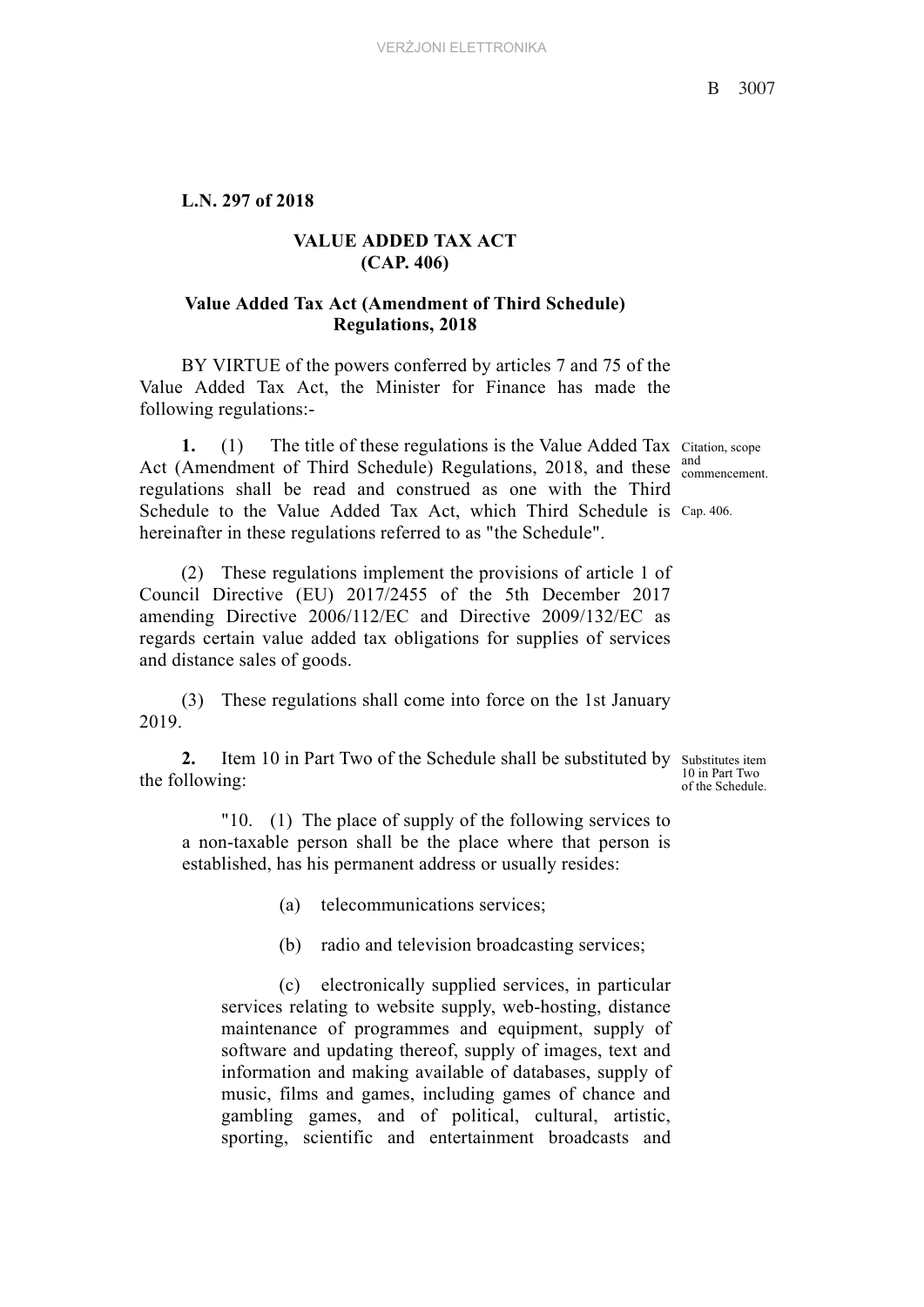**L.N. 297 of 2018**

**VALUE ADDED TAX ACT**
**(CAP. 406)**

**Value Added Tax Act (Amendment of Third Schedule) Regulations, 2018**

BY VIRTUE of the powers conferred by articles 7 and 75 of the Value Added Tax Act, the Minister for Finance has made the following regulations:-

*Citation, scope and commencement.*

*Cap. 406.*

**1.** (1) The title of these regulations is the Value Added Tax Act (Amendment of Third Schedule) Regulations, 2018, and these regulations shall be read and construed as one with the Third Schedule to the Value Added Tax Act, which Third Schedule is hereinafter in these regulations referred to as "the Schedule".

(2) These regulations implement the provisions of article 1 of Council Directive (EU) 2017/2455 of the 5th December 2017 amending Directive 2006/112/EC and Directive 2009/132/EC as regards certain value added tax obligations for supplies of services and distance sales of goods.

(3) These regulations shall come into force on the 1st January 2019.

*Substitutes item 10 in Part Two of the Schedule.*

**2.** Item 10 in Part Two of the Schedule shall be substituted by the following:

"10. (1) The place of supply of the following services to a non-taxable person shall be the place where that person is established, has his permanent address or usually resides:

(a) telecommunications services;

(b) radio and television broadcasting services;

(c) electronically supplied services, in particular services relating to website supply, web-hosting, distance maintenance of programmes and equipment, supply of software and updating thereof, supply of images, text and information and making available of databases, supply of music, films and games, including games of chance and gambling games, and of political, cultural, artistic, sporting, scientific and entertainment broadcasts and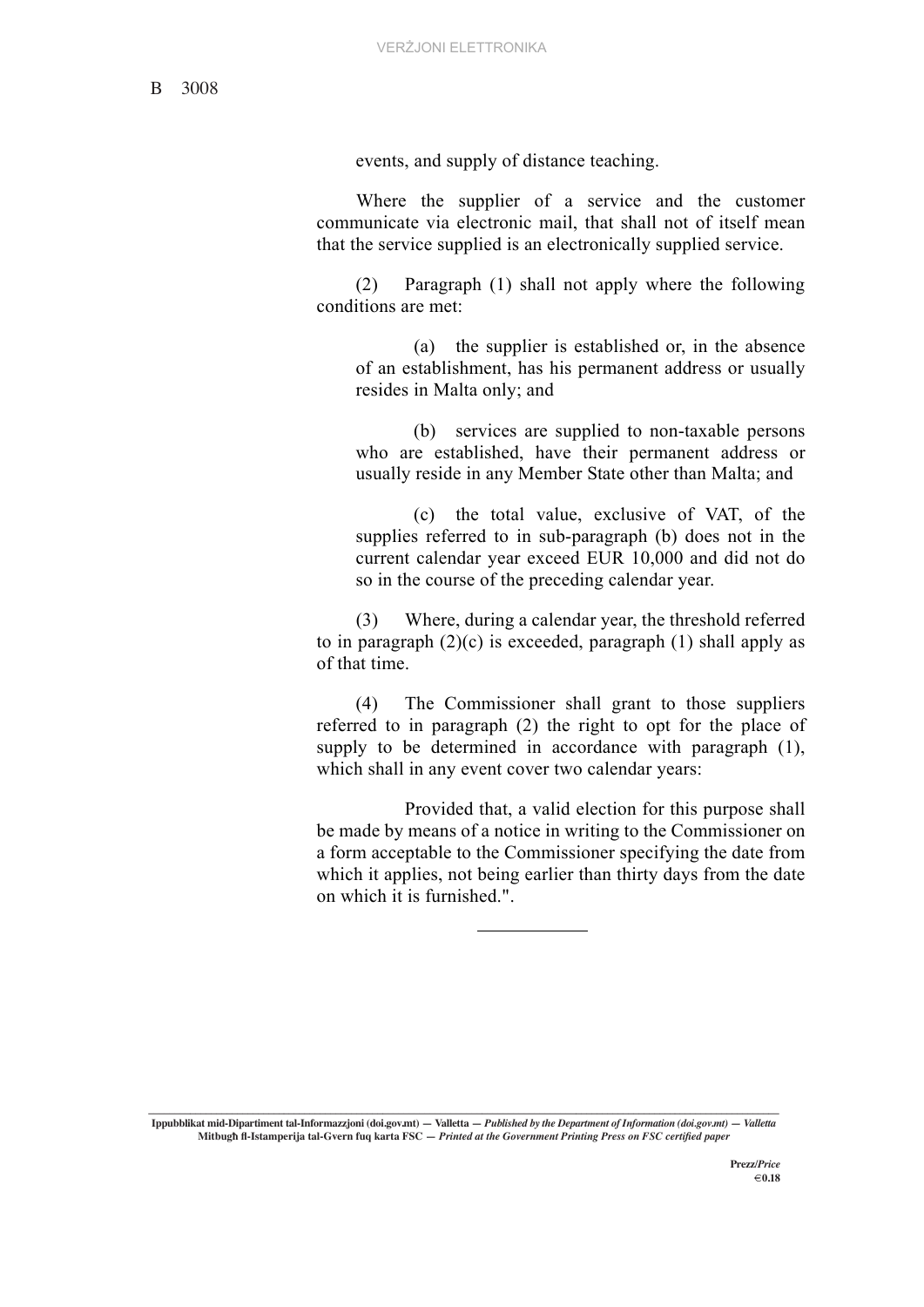events, and supply of distance teaching.

Where the supplier of a service and the customer communicate via electronic mail, that shall not of itself mean that the service supplied is an electronically supplied service.

(2) Paragraph (1) shall not apply where the following conditions are met:

(a) the supplier is established or, in the absence of an establishment, has his permanent address or usually resides in Malta only; and

(b) services are supplied to non-taxable persons who are established, have their permanent address or usually reside in any Member State other than Malta; and

(c) the total value, exclusive of VAT, of the supplies referred to in sub-paragraph (b) does not in the current calendar year exceed EUR 10,000 and did not do so in the course of the preceding calendar year.

(3) Where, during a calendar year, the threshold referred to in paragraph (2)(c) is exceeded, paragraph (1) shall apply as of that time.

(4) The Commissioner shall grant to those suppliers referred to in paragraph (2) the right to opt for the place of supply to be determined in accordance with paragraph (1), which shall in any event cover two calendar years:

Provided that, a valid election for this purpose shall be made by means of a notice in writing to the Commissioner on a form acceptable to the Commissioner specifying the date from which it applies, not being earlier than thirty days from the date on which it is furnished.".

---

Ippubblikat mid-Dipartiment tal-Informazzjoni (doi.gov.mt) — Valletta — *Published by the Department of Information (doi.gov.mt) — Valletta*
Mitbugħ fl-Istamperija tal-Gvern fuq karta FSC — *Printed at the Government Printing Press on FSC certified paper*

Prezz/*Price*
€0.18